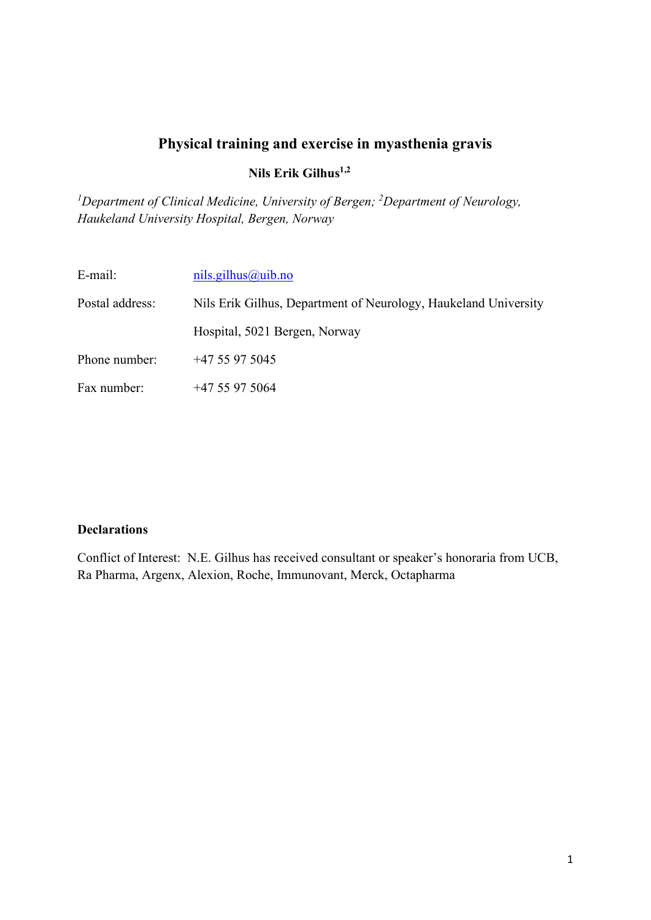# Physical training and exercise in myasthenia gravis

**Nils Erik Gilhus[1,2]**

*[1]Department of Clinical Medicine, University of Bergen; [2]Department of Neurology, Haukeland University Hospital, Bergen, Norway*

| | |
|---|---|
| E-mail: | nils.gilhus@uib.no |
| Postal address: | Nils Erik Gilhus, Department of Neurology, Haukeland University Hospital, 5021 Bergen, Norway |
| Phone number: | +47 55 97 5045 |
| Fax number: | +47 55 97 5064 |

**Declarations**

Conflict of Interest: N.E. Gilhus has received consultant or speaker's honoraria from UCB, Ra Pharma, Argenx, Alexion, Roche, Immunovant, Merck, Octapharma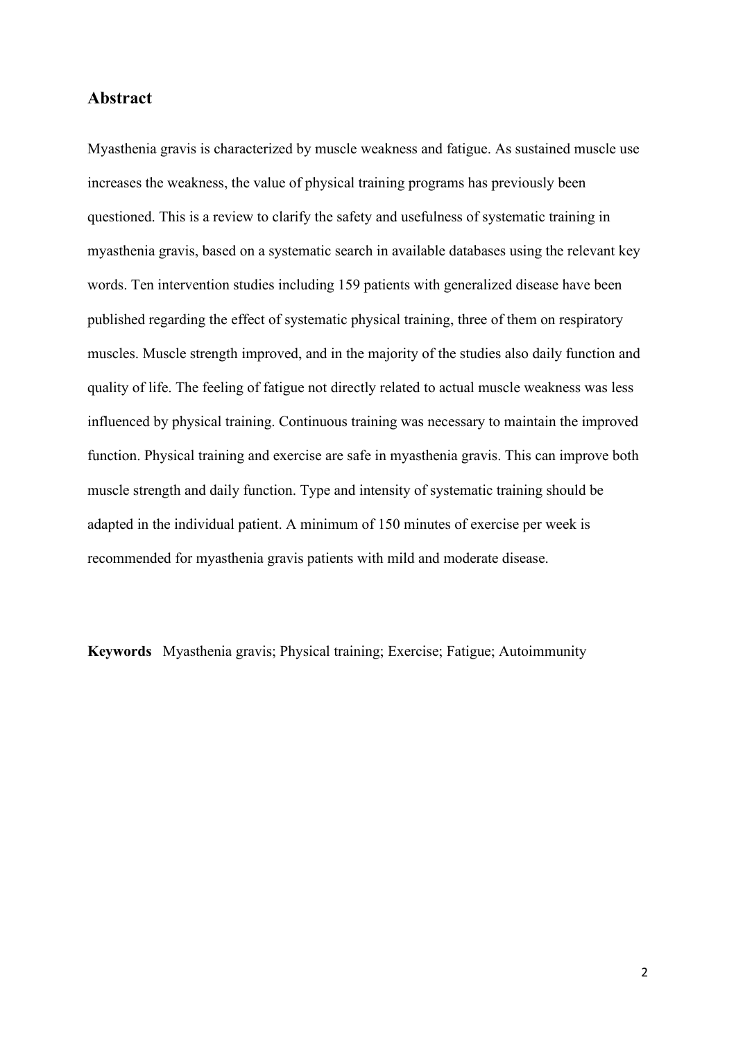## Abstract

Myasthenia gravis is characterized by muscle weakness and fatigue. As sustained muscle use increases the weakness, the value of physical training programs has previously been questioned. This is a review to clarify the safety and usefulness of systematic training in myasthenia gravis, based on a systematic search in available databases using the relevant key words. Ten intervention studies including 159 patients with generalized disease have been published regarding the effect of systematic physical training, three of them on respiratory muscles. Muscle strength improved, and in the majority of the studies also daily function and quality of life. The feeling of fatigue not directly related to actual muscle weakness was less influenced by physical training. Continuous training was necessary to maintain the improved function. Physical training and exercise are safe in myasthenia gravis. This can improve both muscle strength and daily function. Type and intensity of systematic training should be adapted in the individual patient. A minimum of 150 minutes of exercise per week is recommended for myasthenia gravis patients with mild and moderate disease.

**Keywords** Myasthenia gravis; Physical training; Exercise; Fatigue; Autoimmunity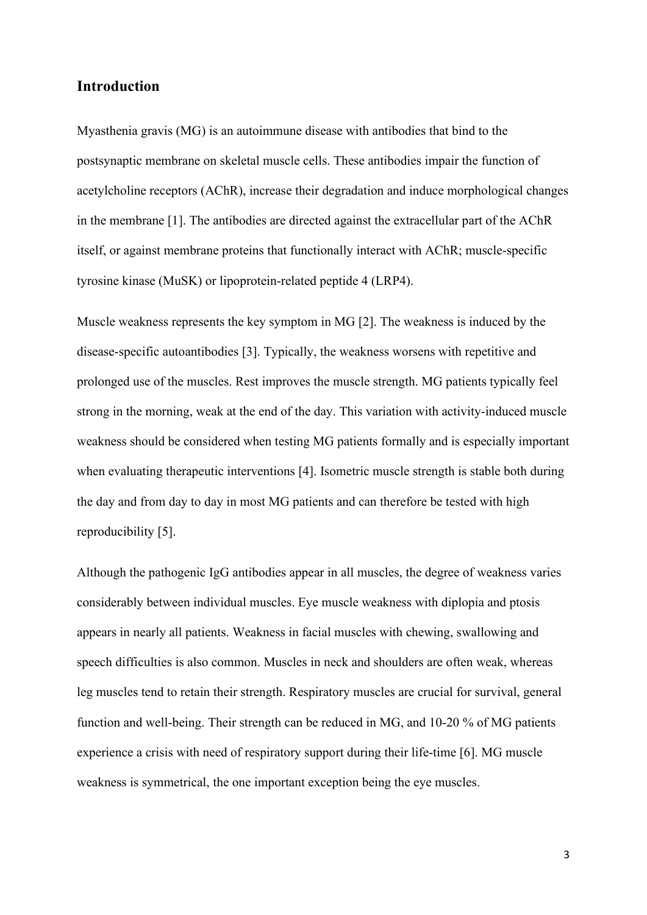## Introduction

Myasthenia gravis (MG) is an autoimmune disease with antibodies that bind to the postsynaptic membrane on skeletal muscle cells. These antibodies impair the function of acetylcholine receptors (AChR), increase their degradation and induce morphological changes in the membrane [1]. The antibodies are directed against the extracellular part of the AChR itself, or against membrane proteins that functionally interact with AChR; muscle-specific tyrosine kinase (MuSK) or lipoprotein-related peptide 4 (LRP4).

Muscle weakness represents the key symptom in MG [2]. The weakness is induced by the disease-specific autoantibodies [3]. Typically, the weakness worsens with repetitive and prolonged use of the muscles. Rest improves the muscle strength. MG patients typically feel strong in the morning, weak at the end of the day. This variation with activity-induced muscle weakness should be considered when testing MG patients formally and is especially important when evaluating therapeutic interventions [4]. Isometric muscle strength is stable both during the day and from day to day in most MG patients and can therefore be tested with high reproducibility [5].

Although the pathogenic IgG antibodies appear in all muscles, the degree of weakness varies considerably between individual muscles. Eye muscle weakness with diplopia and ptosis appears in nearly all patients. Weakness in facial muscles with chewing, swallowing and speech difficulties is also common. Muscles in neck and shoulders are often weak, whereas leg muscles tend to retain their strength. Respiratory muscles are crucial for survival, general function and well-being. Their strength can be reduced in MG, and 10-20 % of MG patients experience a crisis with need of respiratory support during their life-time [6]. MG muscle weakness is symmetrical, the one important exception being the eye muscles.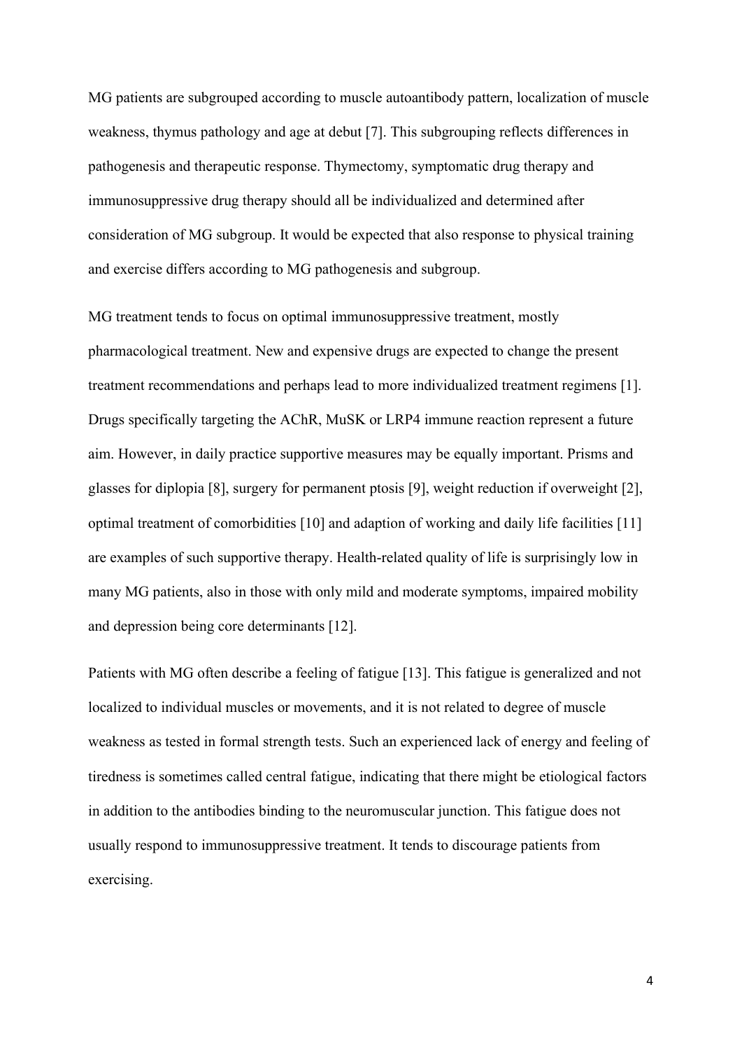MG patients are subgrouped according to muscle autoantibody pattern, localization of muscle weakness, thymus pathology and age at debut [7]. This subgrouping reflects differences in pathogenesis and therapeutic response. Thymectomy, symptomatic drug therapy and immunosuppressive drug therapy should all be individualized and determined after consideration of MG subgroup. It would be expected that also response to physical training and exercise differs according to MG pathogenesis and subgroup.

MG treatment tends to focus on optimal immunosuppressive treatment, mostly pharmacological treatment. New and expensive drugs are expected to change the present treatment recommendations and perhaps lead to more individualized treatment regimens [1]. Drugs specifically targeting the AChR, MuSK or LRP4 immune reaction represent a future aim. However, in daily practice supportive measures may be equally important. Prisms and glasses for diplopia [8], surgery for permanent ptosis [9], weight reduction if overweight [2], optimal treatment of comorbidities [10] and adaption of working and daily life facilities [11] are examples of such supportive therapy. Health-related quality of life is surprisingly low in many MG patients, also in those with only mild and moderate symptoms, impaired mobility and depression being core determinants [12].

Patients with MG often describe a feeling of fatigue [13]. This fatigue is generalized and not localized to individual muscles or movements, and it is not related to degree of muscle weakness as tested in formal strength tests. Such an experienced lack of energy and feeling of tiredness is sometimes called central fatigue, indicating that there might be etiological factors in addition to the antibodies binding to the neuromuscular junction. This fatigue does not usually respond to immunosuppressive treatment. It tends to discourage patients from exercising.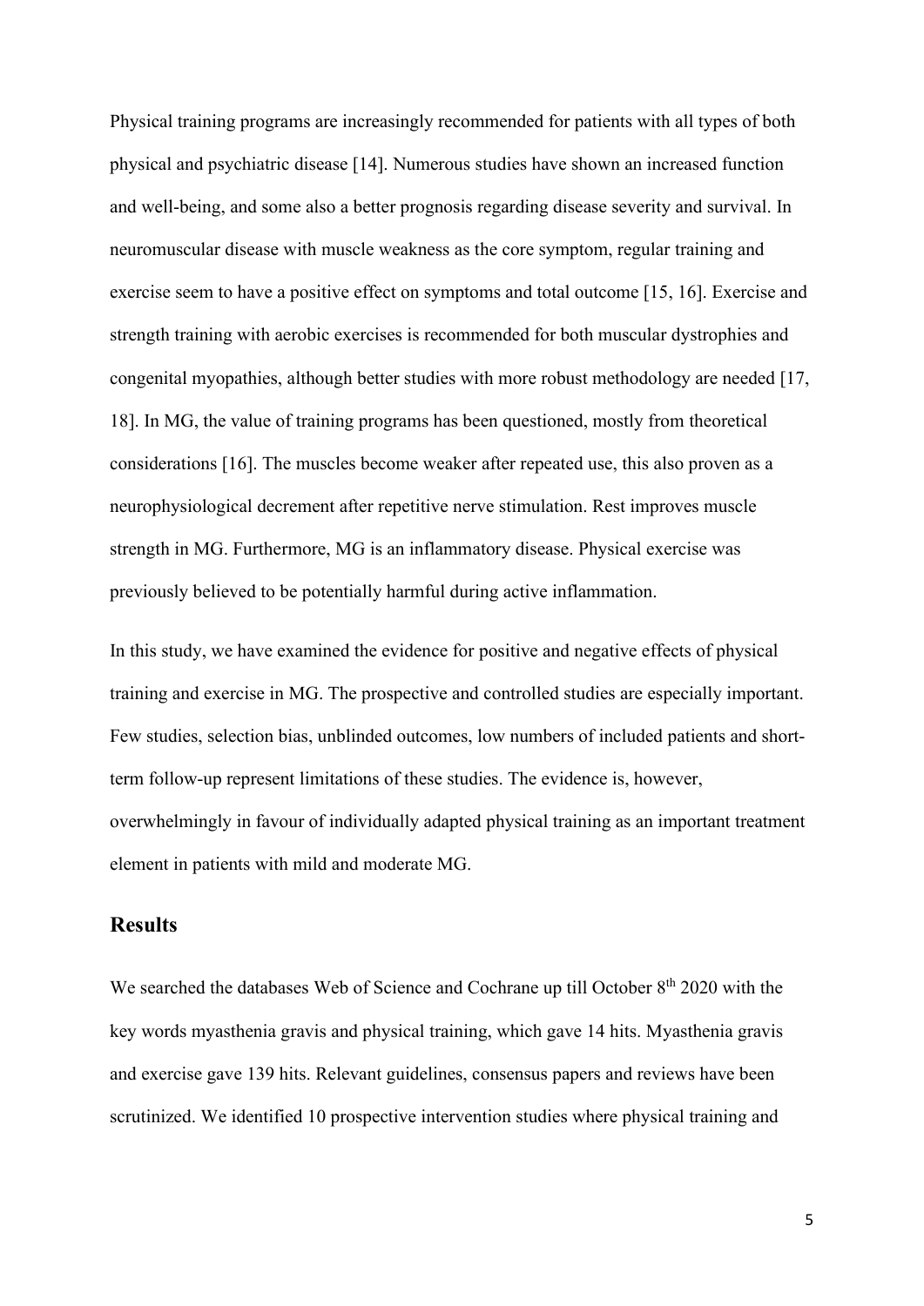Physical training programs are increasingly recommended for patients with all types of both physical and psychiatric disease [14]. Numerous studies have shown an increased function and well-being, and some also a better prognosis regarding disease severity and survival. In neuromuscular disease with muscle weakness as the core symptom, regular training and exercise seem to have a positive effect on symptoms and total outcome [15, 16]. Exercise and strength training with aerobic exercises is recommended for both muscular dystrophies and congenital myopathies, although better studies with more robust methodology are needed [17, 18]. In MG, the value of training programs has been questioned, mostly from theoretical considerations [16]. The muscles become weaker after repeated use, this also proven as a neurophysiological decrement after repetitive nerve stimulation. Rest improves muscle strength in MG. Furthermore, MG is an inflammatory disease. Physical exercise was previously believed to be potentially harmful during active inflammation.

In this study, we have examined the evidence for positive and negative effects of physical training and exercise in MG. The prospective and controlled studies are especially important. Few studies, selection bias, unblinded outcomes, low numbers of included patients and short-term follow-up represent limitations of these studies. The evidence is, however, overwhelmingly in favour of individually adapted physical training as an important treatment element in patients with mild and moderate MG.

## Results

We searched the databases Web of Science and Cochrane up till October 8th 2020 with the key words myasthenia gravis and physical training, which gave 14 hits. Myasthenia gravis and exercise gave 139 hits. Relevant guidelines, consensus papers and reviews have been scrutinized. We identified 10 prospective intervention studies where physical training and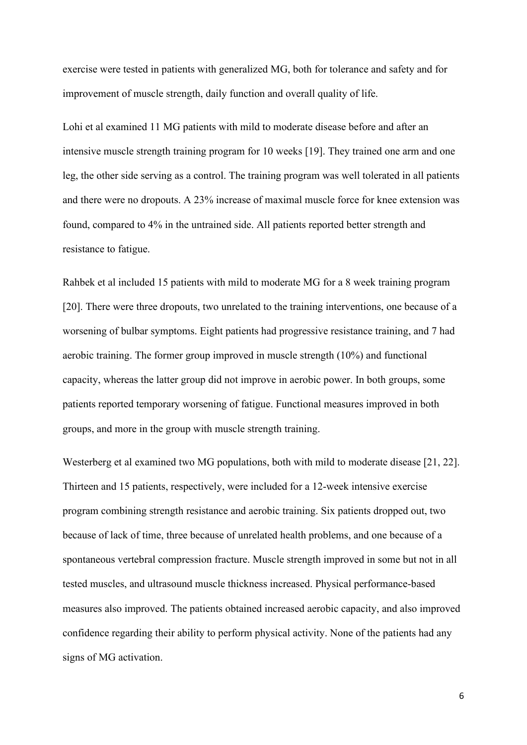exercise were tested in patients with generalized MG, both for tolerance and safety and for improvement of muscle strength, daily function and overall quality of life.

Lohi et al examined 11 MG patients with mild to moderate disease before and after an intensive muscle strength training program for 10 weeks [19]. They trained one arm and one leg, the other side serving as a control. The training program was well tolerated in all patients and there were no dropouts. A 23% increase of maximal muscle force for knee extension was found, compared to 4% in the untrained side. All patients reported better strength and resistance to fatigue.

Rahbek et al included 15 patients with mild to moderate MG for a 8 week training program [20]. There were three dropouts, two unrelated to the training interventions, one because of a worsening of bulbar symptoms. Eight patients had progressive resistance training, and 7 had aerobic training. The former group improved in muscle strength (10%) and functional capacity, whereas the latter group did not improve in aerobic power. In both groups, some patients reported temporary worsening of fatigue. Functional measures improved in both groups, and more in the group with muscle strength training.

Westerberg et al examined two MG populations, both with mild to moderate disease [21, 22]. Thirteen and 15 patients, respectively, were included for a 12-week intensive exercise program combining strength resistance and aerobic training. Six patients dropped out, two because of lack of time, three because of unrelated health problems, and one because of a spontaneous vertebral compression fracture. Muscle strength improved in some but not in all tested muscles, and ultrasound muscle thickness increased. Physical performance-based measures also improved. The patients obtained increased aerobic capacity, and also improved confidence regarding their ability to perform physical activity. None of the patients had any signs of MG activation.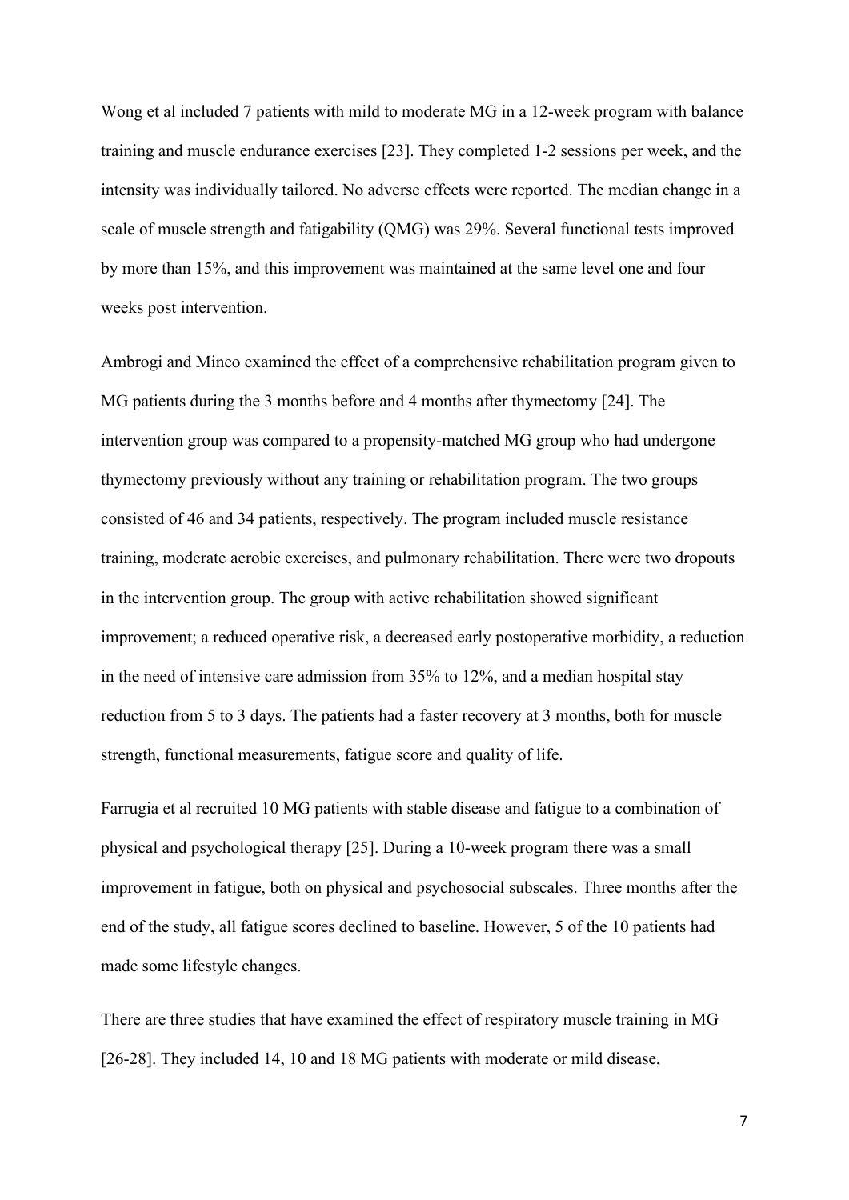Wong et al included 7 patients with mild to moderate MG in a 12-week program with balance training and muscle endurance exercises [23]. They completed 1-2 sessions per week, and the intensity was individually tailored. No adverse effects were reported. The median change in a scale of muscle strength and fatigability (QMG) was 29%. Several functional tests improved by more than 15%, and this improvement was maintained at the same level one and four weeks post intervention.

Ambrogi and Mineo examined the effect of a comprehensive rehabilitation program given to MG patients during the 3 months before and 4 months after thymectomy [24]. The intervention group was compared to a propensity-matched MG group who had undergone thymectomy previously without any training or rehabilitation program. The two groups consisted of 46 and 34 patients, respectively. The program included muscle resistance training, moderate aerobic exercises, and pulmonary rehabilitation. There were two dropouts in the intervention group. The group with active rehabilitation showed significant improvement; a reduced operative risk, a decreased early postoperative morbidity, a reduction in the need of intensive care admission from 35% to 12%, and a median hospital stay reduction from 5 to 3 days. The patients had a faster recovery at 3 months, both for muscle strength, functional measurements, fatigue score and quality of life.

Farrugia et al recruited 10 MG patients with stable disease and fatigue to a combination of physical and psychological therapy [25]. During a 10-week program there was a small improvement in fatigue, both on physical and psychosocial subscales. Three months after the end of the study, all fatigue scores declined to baseline. However, 5 of the 10 patients had made some lifestyle changes.

There are three studies that have examined the effect of respiratory muscle training in MG [26-28]. They included 14, 10 and 18 MG patients with moderate or mild disease,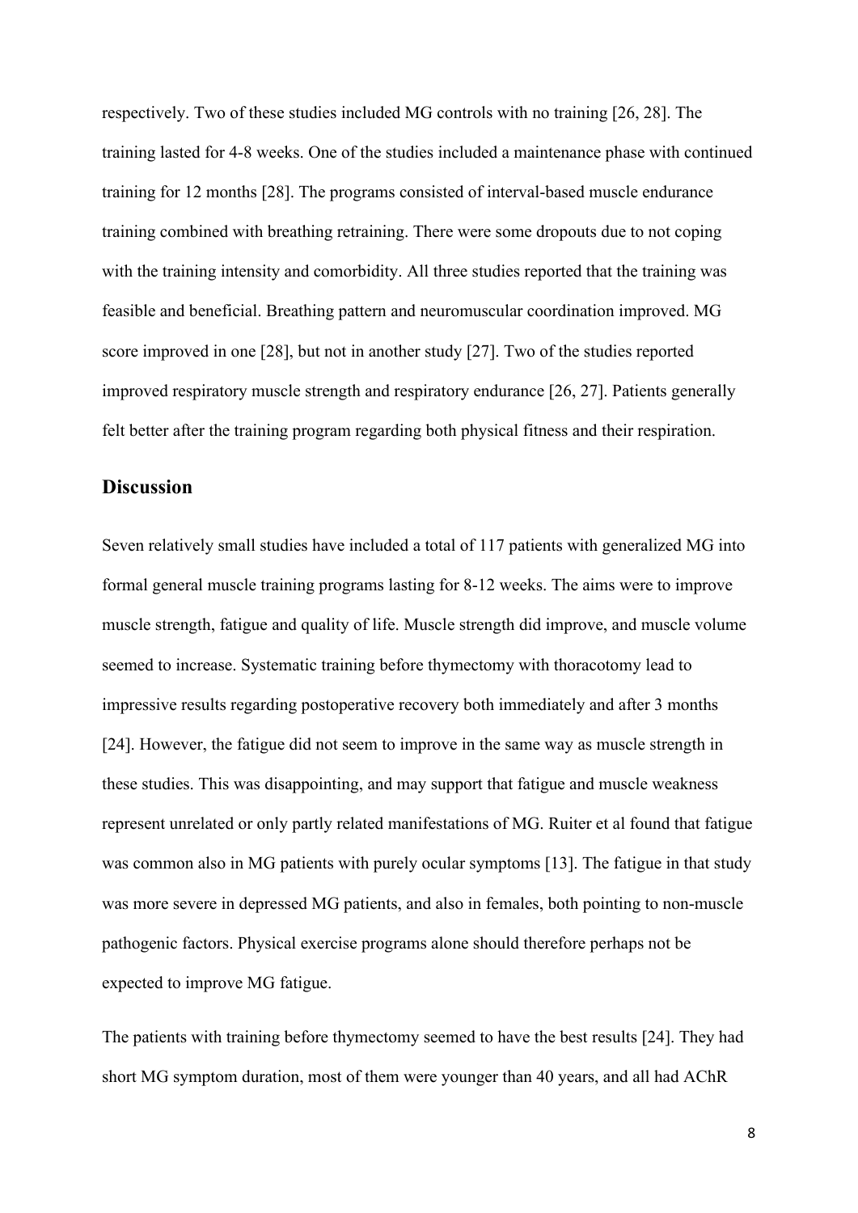respectively. Two of these studies included MG controls with no training [26, 28]. The training lasted for 4-8 weeks. One of the studies included a maintenance phase with continued training for 12 months [28]. The programs consisted of interval-based muscle endurance training combined with breathing retraining. There were some dropouts due to not coping with the training intensity and comorbidity. All three studies reported that the training was feasible and beneficial. Breathing pattern and neuromuscular coordination improved. MG score improved in one [28], but not in another study [27]. Two of the studies reported improved respiratory muscle strength and respiratory endurance [26, 27]. Patients generally felt better after the training program regarding both physical fitness and their respiration.

## Discussion

Seven relatively small studies have included a total of 117 patients with generalized MG into formal general muscle training programs lasting for 8-12 weeks. The aims were to improve muscle strength, fatigue and quality of life. Muscle strength did improve, and muscle volume seemed to increase. Systematic training before thymectomy with thoracotomy lead to impressive results regarding postoperative recovery both immediately and after 3 months [24]. However, the fatigue did not seem to improve in the same way as muscle strength in these studies. This was disappointing, and may support that fatigue and muscle weakness represent unrelated or only partly related manifestations of MG. Ruiter et al found that fatigue was common also in MG patients with purely ocular symptoms [13]. The fatigue in that study was more severe in depressed MG patients, and also in females, both pointing to non-muscle pathogenic factors. Physical exercise programs alone should therefore perhaps not be expected to improve MG fatigue.

The patients with training before thymectomy seemed to have the best results [24]. They had short MG symptom duration, most of them were younger than 40 years, and all had AChR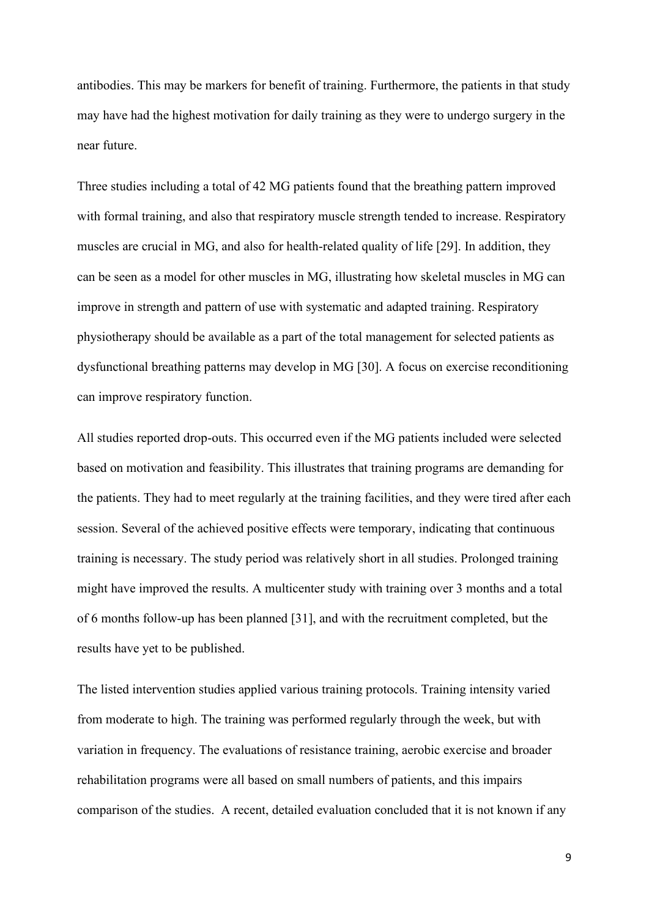antibodies. This may be markers for benefit of training. Furthermore, the patients in that study may have had the highest motivation for daily training as they were to undergo surgery in the near future.

Three studies including a total of 42 MG patients found that the breathing pattern improved with formal training, and also that respiratory muscle strength tended to increase. Respiratory muscles are crucial in MG, and also for health-related quality of life [29]. In addition, they can be seen as a model for other muscles in MG, illustrating how skeletal muscles in MG can improve in strength and pattern of use with systematic and adapted training. Respiratory physiotherapy should be available as a part of the total management for selected patients as dysfunctional breathing patterns may develop in MG [30]. A focus on exercise reconditioning can improve respiratory function.

All studies reported drop-outs. This occurred even if the MG patients included were selected based on motivation and feasibility. This illustrates that training programs are demanding for the patients. They had to meet regularly at the training facilities, and they were tired after each session. Several of the achieved positive effects were temporary, indicating that continuous training is necessary. The study period was relatively short in all studies. Prolonged training might have improved the results. A multicenter study with training over 3 months and a total of 6 months follow-up has been planned [31], and with the recruitment completed, but the results have yet to be published.

The listed intervention studies applied various training protocols. Training intensity varied from moderate to high. The training was performed regularly through the week, but with variation in frequency. The evaluations of resistance training, aerobic exercise and broader rehabilitation programs were all based on small numbers of patients, and this impairs comparison of the studies. A recent, detailed evaluation concluded that it is not known if any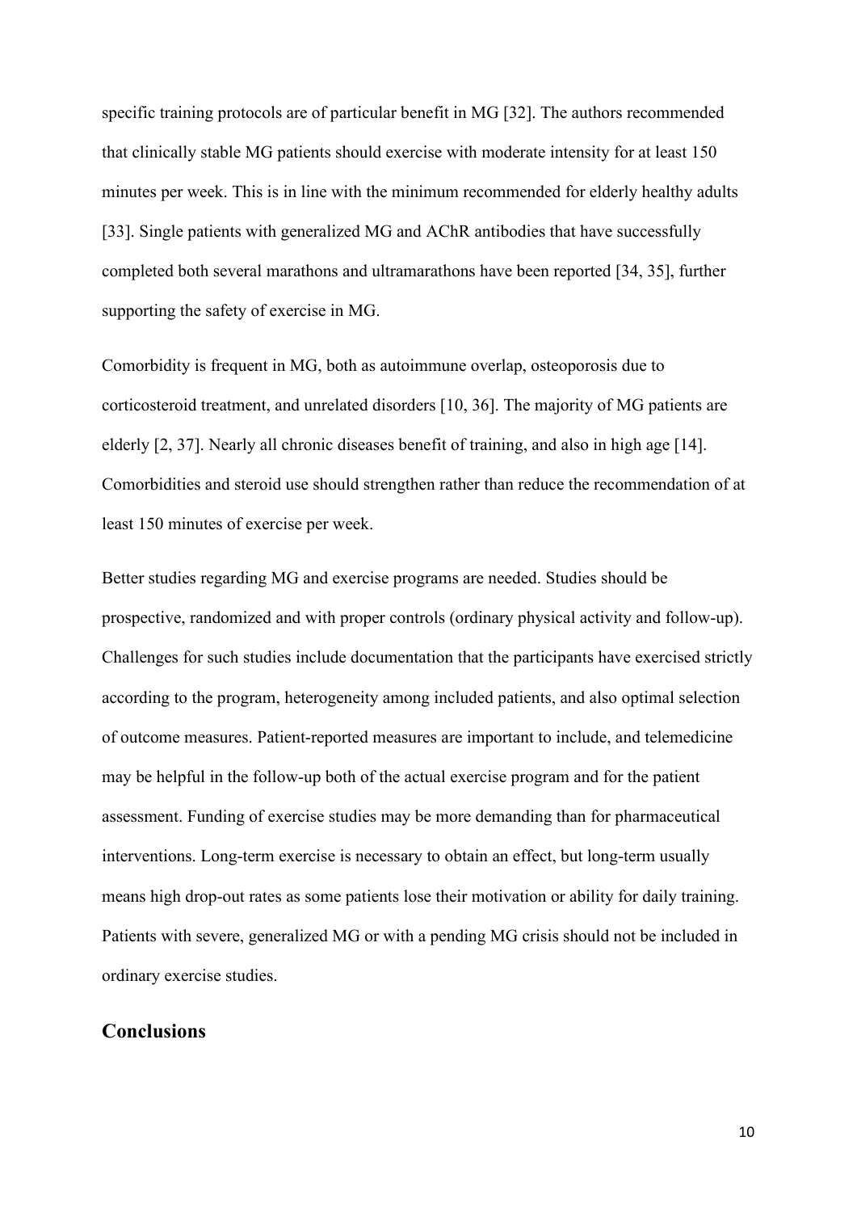specific training protocols are of particular benefit in MG [32]. The authors recommended that clinically stable MG patients should exercise with moderate intensity for at least 150 minutes per week. This is in line with the minimum recommended for elderly healthy adults [33]. Single patients with generalized MG and AChR antibodies that have successfully completed both several marathons and ultramarathons have been reported [34, 35], further supporting the safety of exercise in MG.

Comorbidity is frequent in MG, both as autoimmune overlap, osteoporosis due to corticosteroid treatment, and unrelated disorders [10, 36]. The majority of MG patients are elderly [2, 37]. Nearly all chronic diseases benefit of training, and also in high age [14]. Comorbidities and steroid use should strengthen rather than reduce the recommendation of at least 150 minutes of exercise per week.

Better studies regarding MG and exercise programs are needed. Studies should be prospective, randomized and with proper controls (ordinary physical activity and follow-up). Challenges for such studies include documentation that the participants have exercised strictly according to the program, heterogeneity among included patients, and also optimal selection of outcome measures. Patient-reported measures are important to include, and telemedicine may be helpful in the follow-up both of the actual exercise program and for the patient assessment. Funding of exercise studies may be more demanding than for pharmaceutical interventions. Long-term exercise is necessary to obtain an effect, but long-term usually means high drop-out rates as some patients lose their motivation or ability for daily training. Patients with severe, generalized MG or with a pending MG crisis should not be included in ordinary exercise studies.

## Conclusions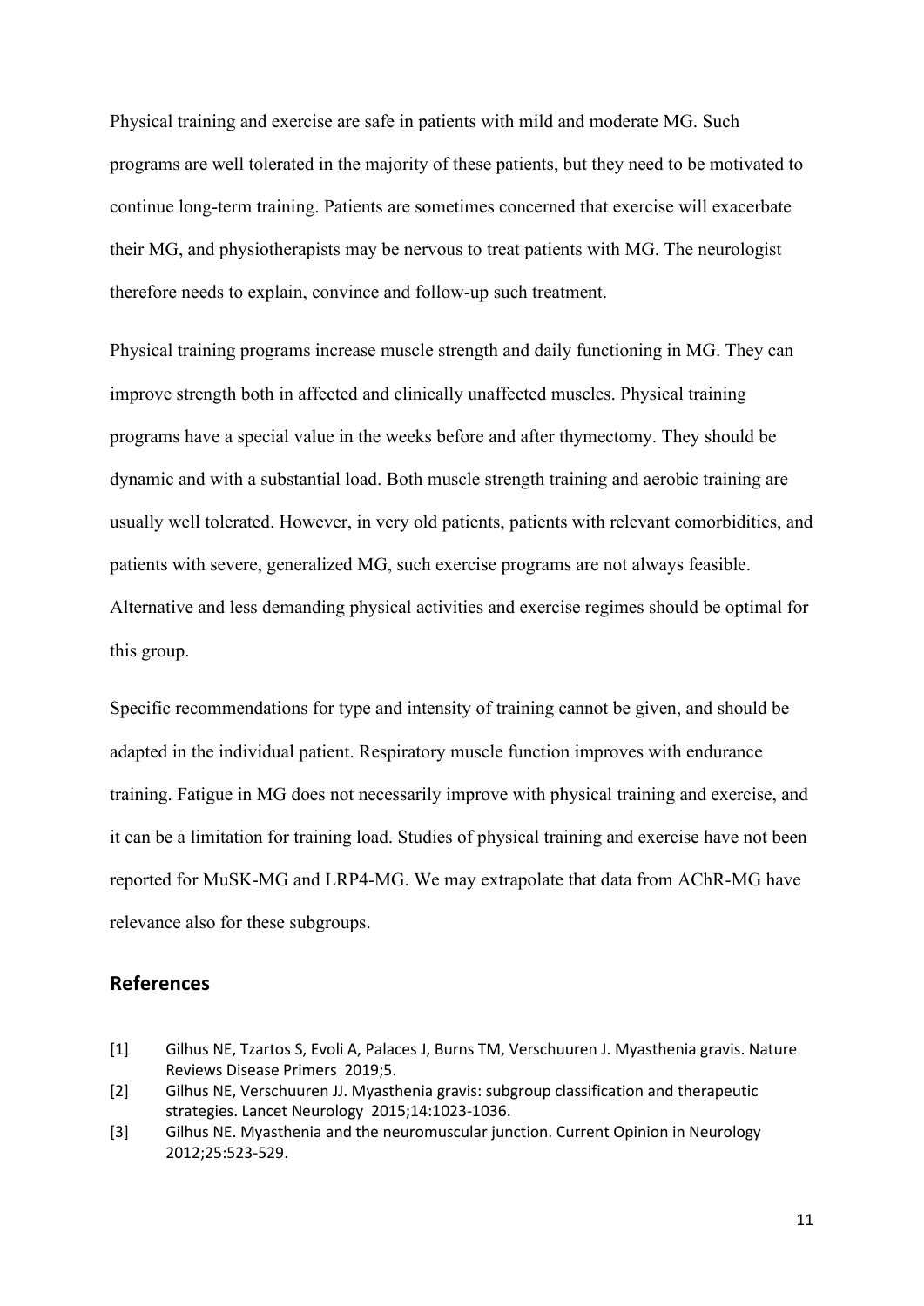Physical training and exercise are safe in patients with mild and moderate MG. Such programs are well tolerated in the majority of these patients, but they need to be motivated to continue long-term training. Patients are sometimes concerned that exercise will exacerbate their MG, and physiotherapists may be nervous to treat patients with MG. The neurologist therefore needs to explain, convince and follow-up such treatment.

Physical training programs increase muscle strength and daily functioning in MG. They can improve strength both in affected and clinically unaffected muscles. Physical training programs have a special value in the weeks before and after thymectomy. They should be dynamic and with a substantial load. Both muscle strength training and aerobic training are usually well tolerated. However, in very old patients, patients with relevant comorbidities, and patients with severe, generalized MG, such exercise programs are not always feasible. Alternative and less demanding physical activities and exercise regimes should be optimal for this group.

Specific recommendations for type and intensity of training cannot be given, and should be adapted in the individual patient. Respiratory muscle function improves with endurance training. Fatigue in MG does not necessarily improve with physical training and exercise, and it can be a limitation for training load. Studies of physical training and exercise have not been reported for MuSK-MG and LRP4-MG. We may extrapolate that data from AChR-MG have relevance also for these subgroups.

## References

[1] Gilhus NE, Tzartos S, Evoli A, Palaces J, Burns TM, Verschuuren J. Myasthenia gravis. Nature Reviews Disease Primers 2019;5.

[2] Gilhus NE, Verschuuren JJ. Myasthenia gravis: subgroup classification and therapeutic strategies. Lancet Neurology 2015;14:1023-1036.

[3] Gilhus NE. Myasthenia and the neuromuscular junction. Current Opinion in Neurology 2012;25:523-529.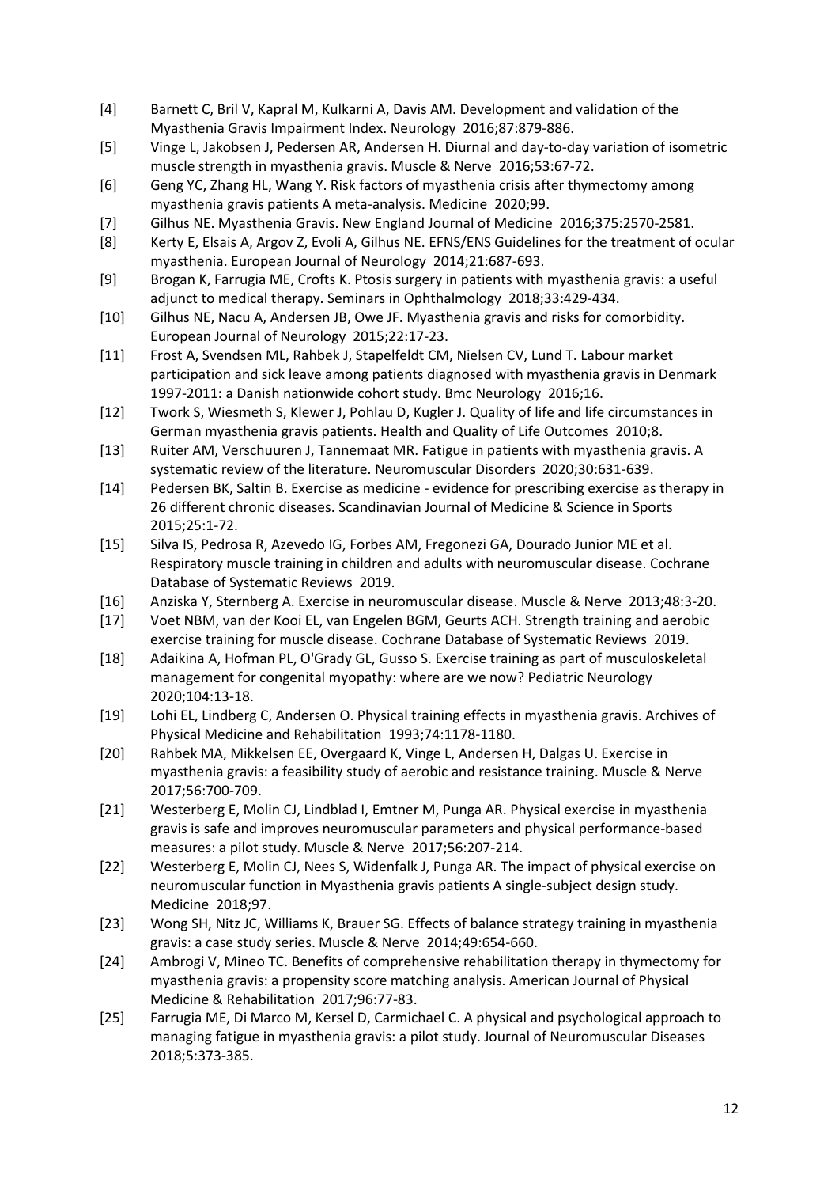[4] Barnett C, Bril V, Kapral M, Kulkarni A, Davis AM. Development and validation of the Myasthenia Gravis Impairment Index. Neurology 2016;87:879-886.

[5] Vinge L, Jakobsen J, Pedersen AR, Andersen H. Diurnal and day-to-day variation of isometric muscle strength in myasthenia gravis. Muscle & Nerve 2016;53:67-72.

[6] Geng YC, Zhang HL, Wang Y. Risk factors of myasthenia crisis after thymectomy among myasthenia gravis patients A meta-analysis. Medicine 2020;99.

[7] Gilhus NE. Myasthenia Gravis. New England Journal of Medicine 2016;375:2570-2581.

[8] Kerty E, Elsais A, Argov Z, Evoli A, Gilhus NE. EFNS/ENS Guidelines for the treatment of ocular myasthenia. European Journal of Neurology 2014;21:687-693.

[9] Brogan K, Farrugia ME, Crofts K. Ptosis surgery in patients with myasthenia gravis: a useful adjunct to medical therapy. Seminars in Ophthalmology 2018;33:429-434.

[10] Gilhus NE, Nacu A, Andersen JB, Owe JF. Myasthenia gravis and risks for comorbidity. European Journal of Neurology 2015;22:17-23.

[11] Frost A, Svendsen ML, Rahbek J, Stapelfeldt CM, Nielsen CV, Lund T. Labour market participation and sick leave among patients diagnosed with myasthenia gravis in Denmark 1997-2011: a Danish nationwide cohort study. Bmc Neurology 2016;16.

[12] Twork S, Wiesmeth S, Klewer J, Pohlau D, Kugler J. Quality of life and life circumstances in German myasthenia gravis patients. Health and Quality of Life Outcomes 2010;8.

[13] Ruiter AM, Verschuuren J, Tannemaat MR. Fatigue in patients with myasthenia gravis. A systematic review of the literature. Neuromuscular Disorders 2020;30:631-639.

[14] Pedersen BK, Saltin B. Exercise as medicine - evidence for prescribing exercise as therapy in 26 different chronic diseases. Scandinavian Journal of Medicine & Science in Sports 2015;25:1-72.

[15] Silva IS, Pedrosa R, Azevedo IG, Forbes AM, Fregonezi GA, Dourado Junior ME et al. Respiratory muscle training in children and adults with neuromuscular disease. Cochrane Database of Systematic Reviews 2019.

[16] Anziska Y, Sternberg A. Exercise in neuromuscular disease. Muscle & Nerve 2013;48:3-20.

[17] Voet NBM, van der Kooi EL, van Engelen BGM, Geurts ACH. Strength training and aerobic exercise training for muscle disease. Cochrane Database of Systematic Reviews 2019.

[18] Adaikina A, Hofman PL, O'Grady GL, Gusso S. Exercise training as part of musculoskeletal management for congenital myopathy: where are we now? Pediatric Neurology 2020;104:13-18.

[19] Lohi EL, Lindberg C, Andersen O. Physical training effects in myasthenia gravis. Archives of Physical Medicine and Rehabilitation 1993;74:1178-1180.

[20] Rahbek MA, Mikkelsen EE, Overgaard K, Vinge L, Andersen H, Dalgas U. Exercise in myasthenia gravis: a feasibility study of aerobic and resistance training. Muscle & Nerve 2017;56:700-709.

[21] Westerberg E, Molin CJ, Lindblad I, Emtner M, Punga AR. Physical exercise in myasthenia gravis is safe and improves neuromuscular parameters and physical performance-based measures: a pilot study. Muscle & Nerve 2017;56:207-214.

[22] Westerberg E, Molin CJ, Nees S, Widenfalk J, Punga AR. The impact of physical exercise on neuromuscular function in Myasthenia gravis patients A single-subject design study. Medicine 2018;97.

[23] Wong SH, Nitz JC, Williams K, Brauer SG. Effects of balance strategy training in myasthenia gravis: a case study series. Muscle & Nerve 2014;49:654-660.

[24] Ambrogi V, Mineo TC. Benefits of comprehensive rehabilitation therapy in thymectomy for myasthenia gravis: a propensity score matching analysis. American Journal of Physical Medicine & Rehabilitation 2017;96:77-83.

[25] Farrugia ME, Di Marco M, Kersel D, Carmichael C. A physical and psychological approach to managing fatigue in myasthenia gravis: a pilot study. Journal of Neuromuscular Diseases 2018;5:373-385.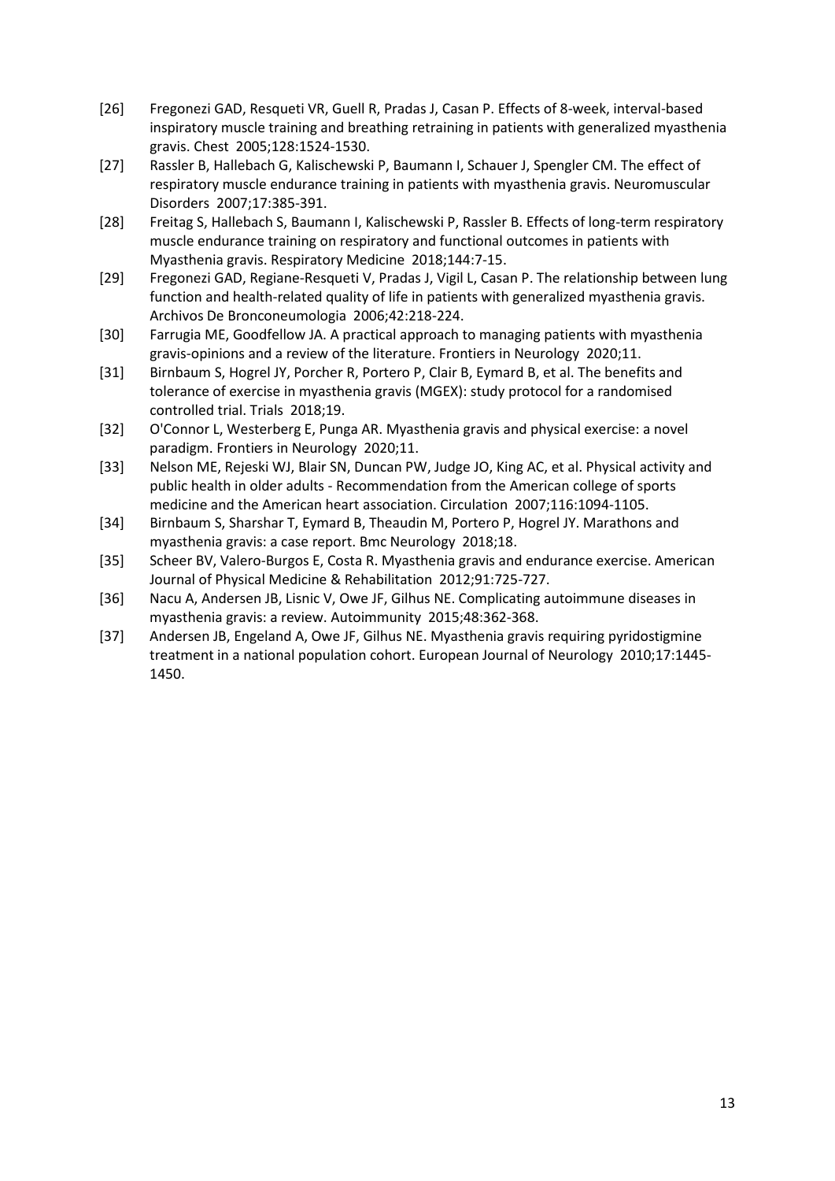[26] Fregonezi GAD, Resqueti VR, Guell R, Pradas J, Casan P. Effects of 8-week, interval-based inspiratory muscle training and breathing retraining in patients with generalized myasthenia gravis. Chest 2005;128:1524-1530.

[27] Rassler B, Hallebach G, Kalischewski P, Baumann I, Schauer J, Spengler CM. The effect of respiratory muscle endurance training in patients with myasthenia gravis. Neuromuscular Disorders 2007;17:385-391.

[28] Freitag S, Hallebach S, Baumann I, Kalischewski P, Rassler B. Effects of long-term respiratory muscle endurance training on respiratory and functional outcomes in patients with Myasthenia gravis. Respiratory Medicine 2018;144:7-15.

[29] Fregonezi GAD, Regiane-Resqueti V, Pradas J, Vigil L, Casan P. The relationship between lung function and health-related quality of life in patients with generalized myasthenia gravis. Archivos De Bronconeumologia 2006;42:218-224.

[30] Farrugia ME, Goodfellow JA. A practical approach to managing patients with myasthenia gravis-opinions and a review of the literature. Frontiers in Neurology 2020;11.

[31] Birnbaum S, Hogrel JY, Porcher R, Portero P, Clair B, Eymard B, et al. The benefits and tolerance of exercise in myasthenia gravis (MGEX): study protocol for a randomised controlled trial. Trials 2018;19.

[32] O'Connor L, Westerberg E, Punga AR. Myasthenia gravis and physical exercise: a novel paradigm. Frontiers in Neurology 2020;11.

[33] Nelson ME, Rejeski WJ, Blair SN, Duncan PW, Judge JO, King AC, et al. Physical activity and public health in older adults - Recommendation from the American college of sports medicine and the American heart association. Circulation 2007;116:1094-1105.

[34] Birnbaum S, Sharshar T, Eymard B, Theaudin M, Portero P, Hogrel JY. Marathons and myasthenia gravis: a case report. Bmc Neurology 2018;18.

[35] Scheer BV, Valero-Burgos E, Costa R. Myasthenia gravis and endurance exercise. American Journal of Physical Medicine & Rehabilitation 2012;91:725-727.

[36] Nacu A, Andersen JB, Lisnic V, Owe JF, Gilhus NE. Complicating autoimmune diseases in myasthenia gravis: a review. Autoimmunity 2015;48:362-368.

[37] Andersen JB, Engeland A, Owe JF, Gilhus NE. Myasthenia gravis requiring pyridostigmine treatment in a national population cohort. European Journal of Neurology 2010;17:1445-1450.